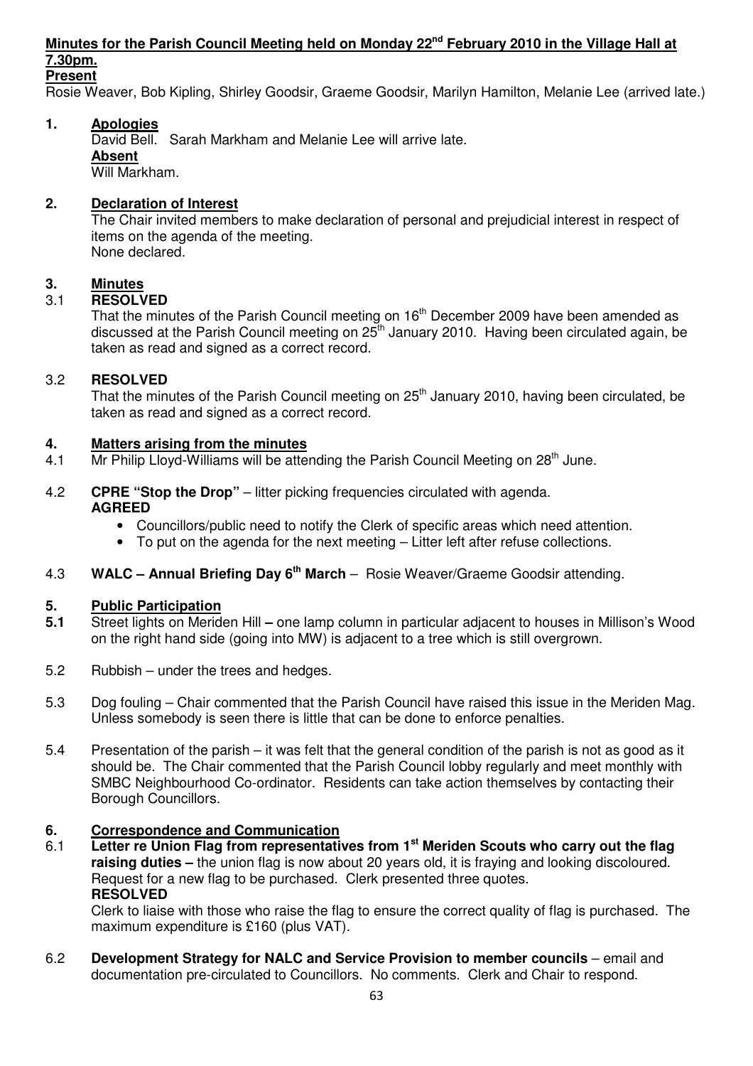# Minutes for the Parish Council Meeting held on Monday 22nd February 2010 in the Village Hall at 7.30pm.

**Present**

Rosie Weaver, Bob Kipling, Shirley Goodsir, Graeme Goodsir, Marilyn Hamilton, Melanie Lee (arrived late.)

## 1. Apologies

David Bell. Sarah Markham and Melanie Lee will arrive late.

**Absent**

Will Markham.

## 2. Declaration of Interest

The Chair invited members to make declaration of personal and prejudicial interest in respect of items on the agenda of the meeting.
None declared.

## 3. Minutes

3.1 **RESOLVED**

That the minutes of the Parish Council meeting on 16th December 2009 have been amended as discussed at the Parish Council meeting on 25th January 2010. Having been circulated again, be taken as read and signed as a correct record.

3.2 **RESOLVED**

That the minutes of the Parish Council meeting on 25th January 2010, having been circulated, be taken as read and signed as a correct record.

## 4. Matters arising from the minutes

4.1 Mr Philip Lloyd-Williams will be attending the Parish Council Meeting on 28th June.

4.2 **CPRE "Stop the Drop"** – litter picking frequencies circulated with agenda.

**AGREED**

- Councillors/public need to notify the Clerk of specific areas which need attention.
- To put on the agenda for the next meeting – Litter left after refuse collections.

4.3 **WALC – Annual Briefing Day 6th March** – Rosie Weaver/Graeme Goodsir attending.

## 5. Public Participation

**5.1** Street lights on Meriden Hill **–** one lamp column in particular adjacent to houses in Millison's Wood on the right hand side (going into MW) is adjacent to a tree which is still overgrown.

5.2 Rubbish – under the trees and hedges.

5.3 Dog fouling – Chair commented that the Parish Council have raised this issue in the Meriden Mag. Unless somebody is seen there is little that can be done to enforce penalties.

5.4 Presentation of the parish – it was felt that the general condition of the parish is not as good as it should be. The Chair commented that the Parish Council lobby regularly and meet monthly with SMBC Neighbourhood Co-ordinator. Residents can take action themselves by contacting their Borough Councillors.

## 6. Correspondence and Communication

6.1 **Letter re Union Flag from representatives from 1st Meriden Scouts who carry out the flag raising duties –** the union flag is now about 20 years old, it is fraying and looking discoloured. Request for a new flag to be purchased. Clerk presented three quotes.

**RESOLVED**

Clerk to liaise with those who raise the flag to ensure the correct quality of flag is purchased. The maximum expenditure is £160 (plus VAT).

6.2 **Development Strategy for NALC and Service Provision to member councils** – email and documentation pre-circulated to Councillors. No comments. Clerk and Chair to respond.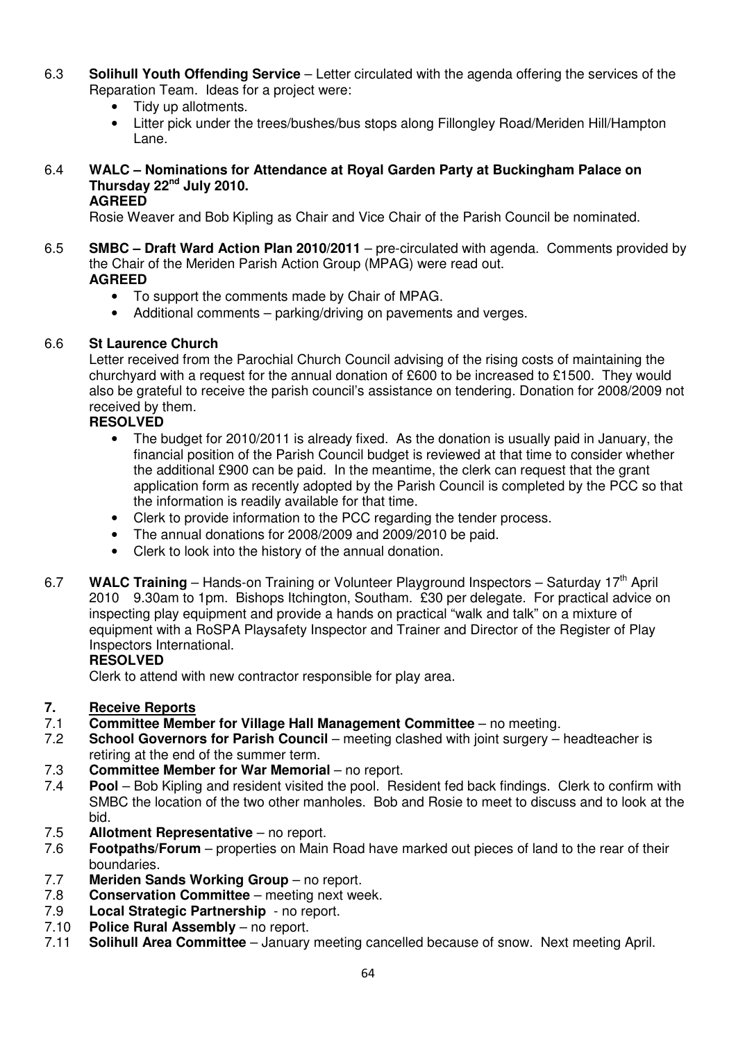6.3 **Solihull Youth Offending Service** – Letter circulated with the agenda offering the services of the Reparation Team. Ideas for a project were:

- Tidy up allotments.
- Litter pick under the trees/bushes/bus stops along Fillongley Road/Meriden Hill/Hampton Lane.

6.4 **WALC – Nominations for Attendance at Royal Garden Party at Buckingham Palace on Thursday 22nd July 2010.**
**AGREED**
Rosie Weaver and Bob Kipling as Chair and Vice Chair of the Parish Council be nominated.

6.5 **SMBC – Draft Ward Action Plan 2010/2011** – pre-circulated with agenda. Comments provided by the Chair of the Meriden Parish Action Group (MPAG) were read out.
**AGREED**

- To support the comments made by Chair of MPAG.
- Additional comments – parking/driving on pavements and verges.

6.6 **St Laurence Church**
Letter received from the Parochial Church Council advising of the rising costs of maintaining the churchyard with a request for the annual donation of £600 to be increased to £1500. They would also be grateful to receive the parish council's assistance on tendering. Donation for 2008/2009 not received by them.
**RESOLVED**

- The budget for 2010/2011 is already fixed. As the donation is usually paid in January, the financial position of the Parish Council budget is reviewed at that time to consider whether the additional £900 can be paid. In the meantime, the clerk can request that the grant application form as recently adopted by the Parish Council is completed by the PCC so that the information is readily available for that time.
- Clerk to provide information to the PCC regarding the tender process.
- The annual donations for 2008/2009 and 2009/2010 be paid.
- Clerk to look into the history of the annual donation.

6.7 **WALC Training** – Hands-on Training or Volunteer Playground Inspectors – Saturday 17th April 2010 9.30am to 1pm. Bishops Itchington, Southam. £30 per delegate. For practical advice on inspecting play equipment and provide a hands on practical "walk and talk" on a mixture of equipment with a RoSPA Playsafety Inspector and Trainer and Director of the Register of Play Inspectors International.
**RESOLVED**
Clerk to attend with new contractor responsible for play area.

## 7. Receive Reports

7.1 **Committee Member for Village Hall Management Committee** – no meeting.
7.2 **School Governors for Parish Council** – meeting clashed with joint surgery – headteacher is retiring at the end of the summer term.
7.3 **Committee Member for War Memorial** – no report.
7.4 **Pool** – Bob Kipling and resident visited the pool. Resident fed back findings. Clerk to confirm with SMBC the location of the two other manholes. Bob and Rosie to meet to discuss and to look at the bid.
7.5 **Allotment Representative** – no report.
7.6 **Footpaths/Forum** – properties on Main Road have marked out pieces of land to the rear of their boundaries.
7.7 **Meriden Sands Working Group** – no report.
7.8 **Conservation Committee** – meeting next week.
7.9 **Local Strategic Partnership** - no report.
7.10 **Police Rural Assembly** – no report.
7.11 **Solihull Area Committee** – January meeting cancelled because of snow. Next meeting April.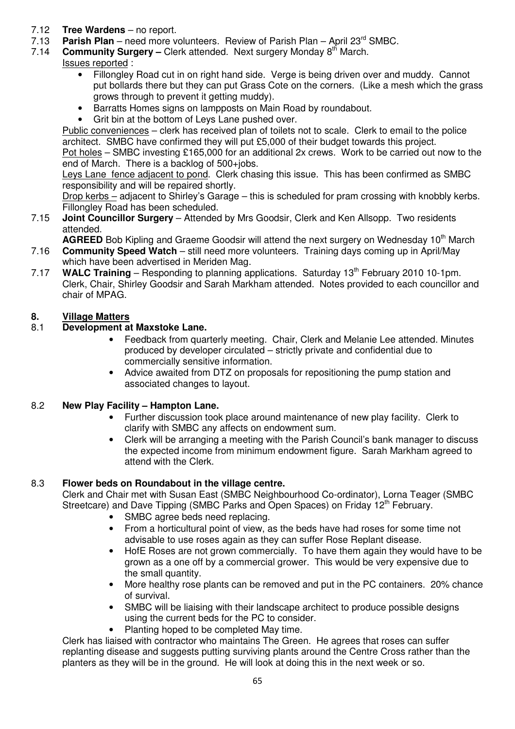7.12 **Tree Wardens** – no report.

7.13 **Parish Plan** – need more volunteers. Review of Parish Plan – April 23rd SMBC.

7.14 **Community Surgery –** Clerk attended. Next surgery Monday 8th March.

Issues reported :

- Fillongley Road cut in on right hand side. Verge is being driven over and muddy. Cannot put bollards there but they can put Grass Cote on the corners. (Like a mesh which the grass grows through to prevent it getting muddy).
- Barratts Homes signs on lampposts on Main Road by roundabout.
- Grit bin at the bottom of Leys Lane pushed over.

Public conveniences – clerk has received plan of toilets not to scale. Clerk to email to the police architect. SMBC have confirmed they will put £5,000 of their budget towards this project.

Pot holes – SMBC investing £165,000 for an additional 2x crews. Work to be carried out now to the end of March. There is a backlog of 500+jobs.

Leys Lane fence adjacent to pond. Clerk chasing this issue. This has been confirmed as SMBC responsibility and will be repaired shortly.

Drop kerbs – adjacent to Shirley's Garage – this is scheduled for pram crossing with knobbly kerbs. Fillongley Road has been scheduled.

7.15 **Joint Councillor Surgery** – Attended by Mrs Goodsir, Clerk and Ken Allsopp. Two residents attended.

**AGREED** Bob Kipling and Graeme Goodsir will attend the next surgery on Wednesday 10th March

7.16 **Community Speed Watch** – still need more volunteers. Training days coming up in April/May which have been advertised in Meriden Mag.

7.17 **WALC Training** – Responding to planning applications. Saturday 13th February 2010 10-1pm. Clerk, Chair, Shirley Goodsir and Sarah Markham attended. Notes provided to each councillor and chair of MPAG.

## 8. Village Matters

### 8.1 Development at Maxstoke Lane.

- Feedback from quarterly meeting. Chair, Clerk and Melanie Lee attended. Minutes produced by developer circulated – strictly private and confidential due to commercially sensitive information.
- Advice awaited from DTZ on proposals for repositioning the pump station and associated changes to layout.

### 8.2 New Play Facility – Hampton Lane.

- Further discussion took place around maintenance of new play facility. Clerk to clarify with SMBC any affects on endowment sum.
- Clerk will be arranging a meeting with the Parish Council's bank manager to discuss the expected income from minimum endowment figure. Sarah Markham agreed to attend with the Clerk.

### 8.3 Flower beds on Roundabout in the village centre.

Clerk and Chair met with Susan East (SMBC Neighbourhood Co-ordinator), Lorna Teager (SMBC Streetcare) and Dave Tipping (SMBC Parks and Open Spaces) on Friday 12th February.

- SMBC agree beds need replacing.
- From a horticultural point of view, as the beds have had roses for some time not advisable to use roses again as they can suffer Rose Replant disease.
- HofE Roses are not grown commercially. To have them again they would have to be grown as a one off by a commercial grower. This would be very expensive due to the small quantity.
- More healthy rose plants can be removed and put in the PC containers. 20% chance of survival.
- SMBC will be liaising with their landscape architect to produce possible designs using the current beds for the PC to consider.
- Planting hoped to be completed May time.

Clerk has liaised with contractor who maintains The Green. He agrees that roses can suffer replanting disease and suggests putting surviving plants around the Centre Cross rather than the planters as they will be in the ground. He will look at doing this in the next week or so.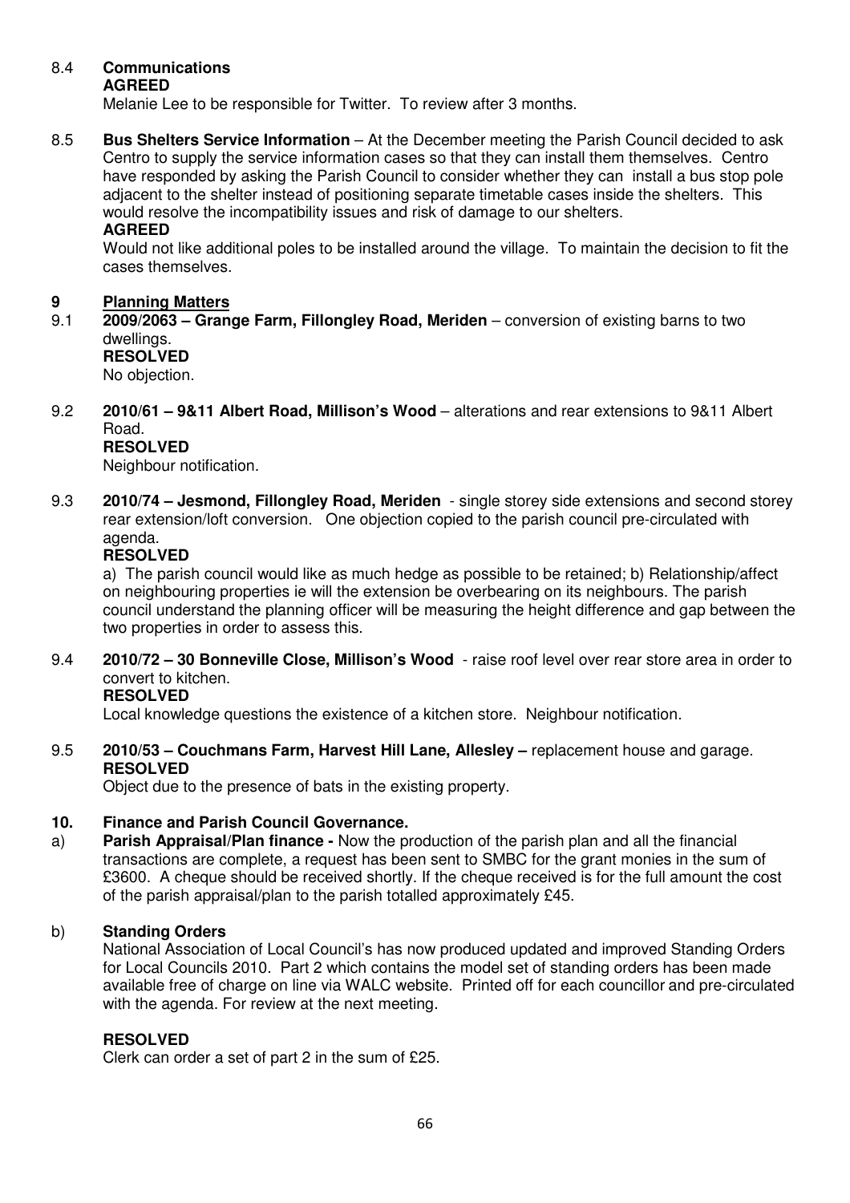8.4 **Communications**
**AGREED**
Melanie Lee to be responsible for Twitter. To review after 3 months.

8.5 **Bus Shelters Service Information** – At the December meeting the Parish Council decided to ask Centro to supply the service information cases so that they can install them themselves. Centro have responded by asking the Parish Council to consider whether they can install a bus stop pole adjacent to the shelter instead of positioning separate timetable cases inside the shelters. This would resolve the incompatibility issues and risk of damage to our shelters.
**AGREED**
Would not like additional poles to be installed around the village. To maintain the decision to fit the cases themselves.

## 9 Planning Matters

9.1 **2009/2063 – Grange Farm, Fillongley Road, Meriden** – conversion of existing barns to two dwellings.
**RESOLVED**
No objection.

9.2 **2010/61 – 9&11 Albert Road, Millison's Wood** – alterations and rear extensions to 9&11 Albert Road.
**RESOLVED**
Neighbour notification.

9.3 **2010/74 – Jesmond, Fillongley Road, Meriden** - single storey side extensions and second storey rear extension/loft conversion. One objection copied to the parish council pre-circulated with agenda.
**RESOLVED**
a) The parish council would like as much hedge as possible to be retained; b) Relationship/affect on neighbouring properties ie will the extension be overbearing on its neighbours. The parish council understand the planning officer will be measuring the height difference and gap between the two properties in order to assess this.

9.4 **2010/72 – 30 Bonneville Close, Millison's Wood** - raise roof level over rear store area in order to convert to kitchen.
**RESOLVED**
Local knowledge questions the existence of a kitchen store. Neighbour notification.

9.5 **2010/53 – Couchmans Farm, Harvest Hill Lane, Allesley –** replacement house and garage.
**RESOLVED**
Object due to the presence of bats in the existing property.

## 10. Finance and Parish Council Governance.

a) **Parish Appraisal/Plan finance -** Now the production of the parish plan and all the financial transactions are complete, a request has been sent to SMBC for the grant monies in the sum of £3600. A cheque should be received shortly. If the cheque received is for the full amount the cost of the parish appraisal/plan to the parish totalled approximately £45.

b) **Standing Orders**
National Association of Local Council's has now produced updated and improved Standing Orders for Local Councils 2010. Part 2 which contains the model set of standing orders has been made available free of charge on line via WALC website. Printed off for each councillor and pre-circulated with the agenda. For review at the next meeting.

**RESOLVED**
Clerk can order a set of part 2 in the sum of £25.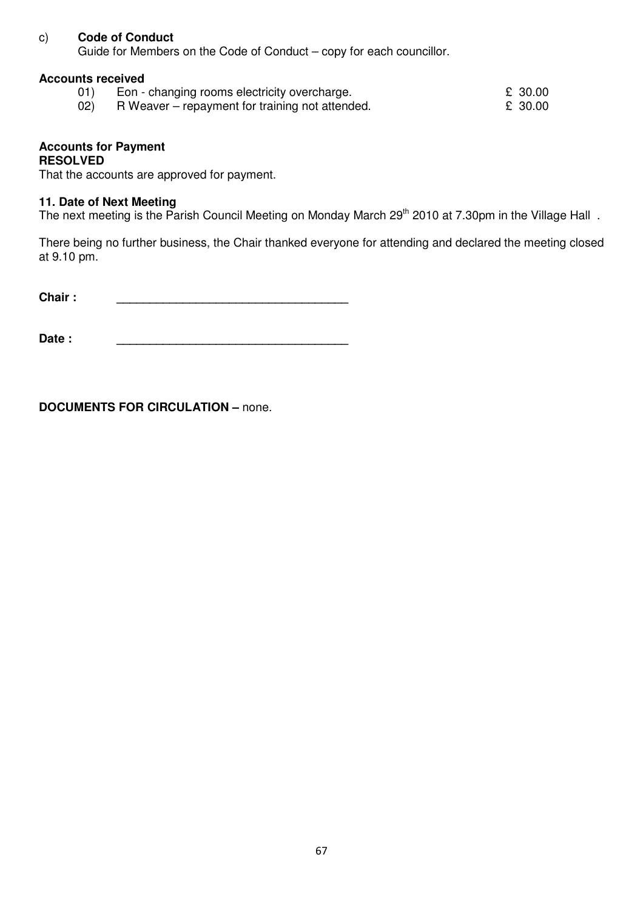c) **Code of Conduct**
Guide for Members on the Code of Conduct – copy for each councillor.

**Accounts received**

| | | |
|---|---|---|
| 01) | Eon - changing rooms electricity overcharge. | £ 30.00 |
| 02) | R Weaver – repayment for training not attended. | £ 30.00 |

**Accounts for Payment**
**RESOLVED**
That the accounts are approved for payment.

**11. Date of Next Meeting**
The next meeting is the Parish Council Meeting on Monday March 29th 2010 at 7.30pm in the Village Hall .

There being no further business, the Chair thanked everyone for attending and declared the meeting closed at 9.10 pm.

**Chair :** ___________________________________

**Date :** ___________________________________

**DOCUMENTS FOR CIRCULATION –** none.